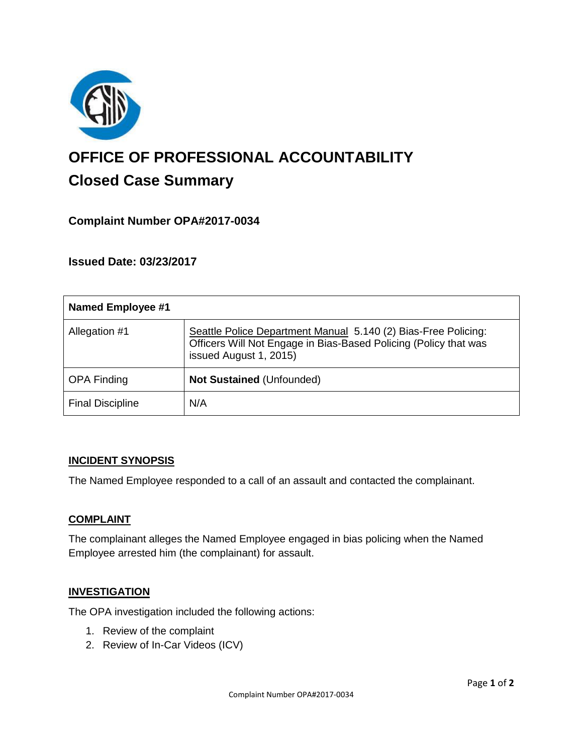# OFFICE OF PROFESSIONAL ACCOUNTABILITY

## Closed Case Summary

### Complaint Number OPA#2017-0034

### Issued Date: 03/23/2017

| Named Employee #1 | |
|---|---|
| Allegation #1 | Seattle Police Department Manual 5.140 (2) Bias-Free Policing: Officers Will Not Engage in Bias-Based Policing (Policy that was issued August 1, 2015) |
| OPA Finding | **Not Sustained** (Unfounded) |
| Final Discipline | N/A |

### INCIDENT SYNOPSIS

The Named Employee responded to a call of an assault and contacted the complainant.

### COMPLAINT

The complainant alleges the Named Employee engaged in bias policing when the Named Employee arrested him (the complainant) for assault.

### INVESTIGATION

The OPA investigation included the following actions:

1. Review of the complaint
2. Review of In-Car Videos (ICV)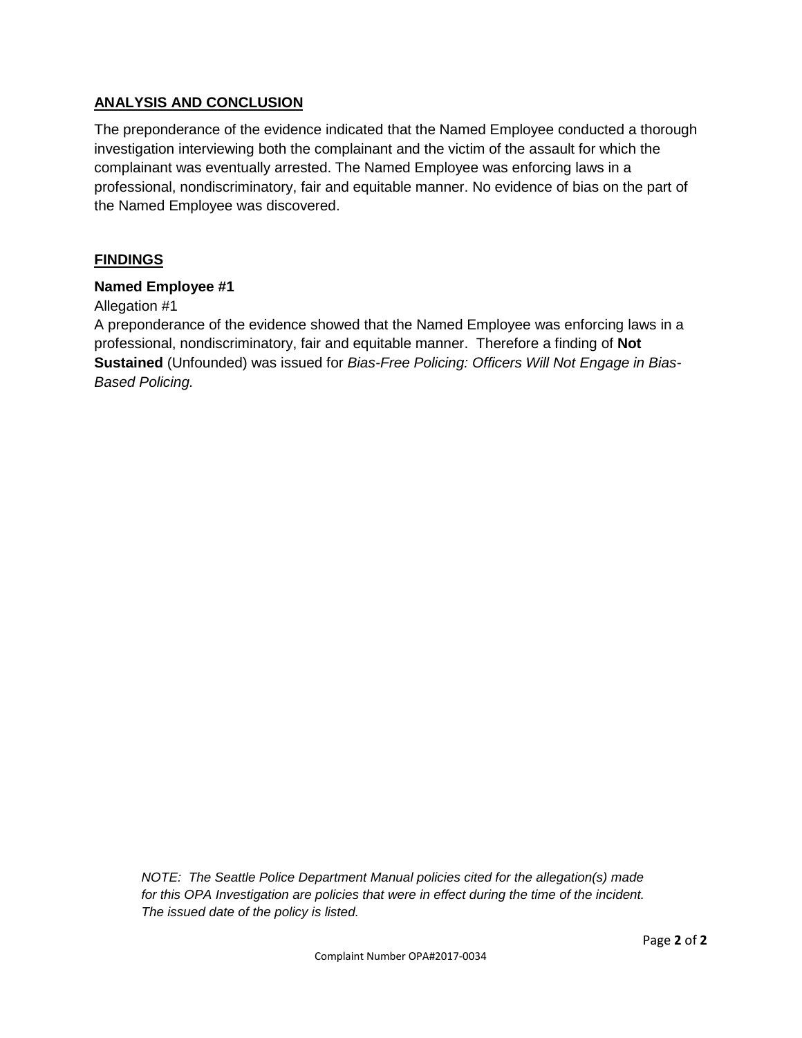## ANALYSIS AND CONCLUSION

The preponderance of the evidence indicated that the Named Employee conducted a thorough investigation interviewing both the complainant and the victim of the assault for which the complainant was eventually arrested. The Named Employee was enforcing laws in a professional, nondiscriminatory, fair and equitable manner. No evidence of bias on the part of the Named Employee was discovered.

## FINDINGS

**Named Employee #1**

Allegation #1

A preponderance of the evidence showed that the Named Employee was enforcing laws in a professional, nondiscriminatory, fair and equitable manner. Therefore a finding of **Not Sustained** (Unfounded) was issued for *Bias-Free Policing: Officers Will Not Engage in Bias-Based Policing.*

*NOTE: The Seattle Police Department Manual policies cited for the allegation(s) made for this OPA Investigation are policies that were in effect during the time of the incident. The issued date of the policy is listed.*

Complaint Number OPA#2017-0034